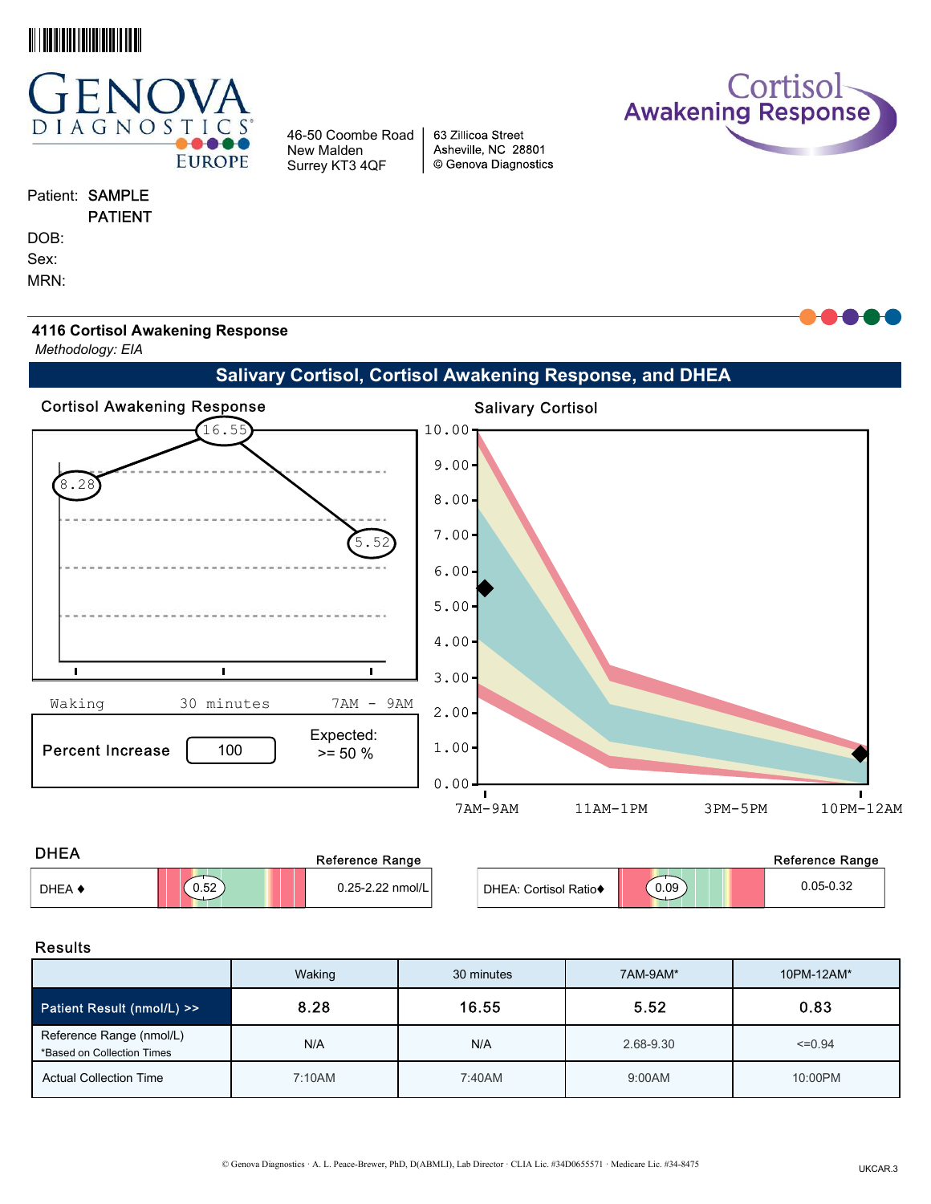# GENOVA DIAGNOSTICS EUROPE

46-50 Coombe Road
New Malden
Surrey KT3 4QF

63 Zillicoa Street
Asheville, NC 28801
© Genova Diagnostics

**Cortisol Awakening Response**

Patient: SAMPLE PATIENT
DOB:
Sex:
MRN:

## 4116 Cortisol Awakening Response

*Methodology: EIA*

## Salivary Cortisol, Cortisol Awakening Response, and DHEA

### Cortisol Awakening Response

Waking: 8.28 — 30 minutes: 16.55 — 7AM - 9AM: 5.52

| Percent Increase | 100 | Expected: >= 50 % |
|---|---|---|

### Salivary Cortisol

Time points: 7AM-9AM, 11AM-1PM, 3PM-5PM, 10PM-12AM

### DHEA

| | Result | Reference Range |
|---|---|---|
| DHEA ♦ | 0.52 | 0.25-2.22 nmol/L |
| DHEA: Cortisol Ratio♦ | 0.09 | 0.05-0.32 |

### Results

| | Waking | 30 minutes | 7AM-9AM* | 10PM-12AM* |
|---|---|---|---|---|
| Patient Result (nmol/L) >> | 8.28 | 16.55 | 5.52 | 0.83 |
| Reference Range (nmol/L) *Based on Collection Times | N/A | N/A | 2.68-9.30 | <=0.94 |
| Actual Collection Time | 7:10AM | 7:40AM | 9:00AM | 10:00PM |

© Genova Diagnostics · A. L. Peace-Brewer, PhD, D(ABMLI), Lab Director · CLIA Lic. #34D0655571 · Medicare Lic. #34-8475

UKCAR.3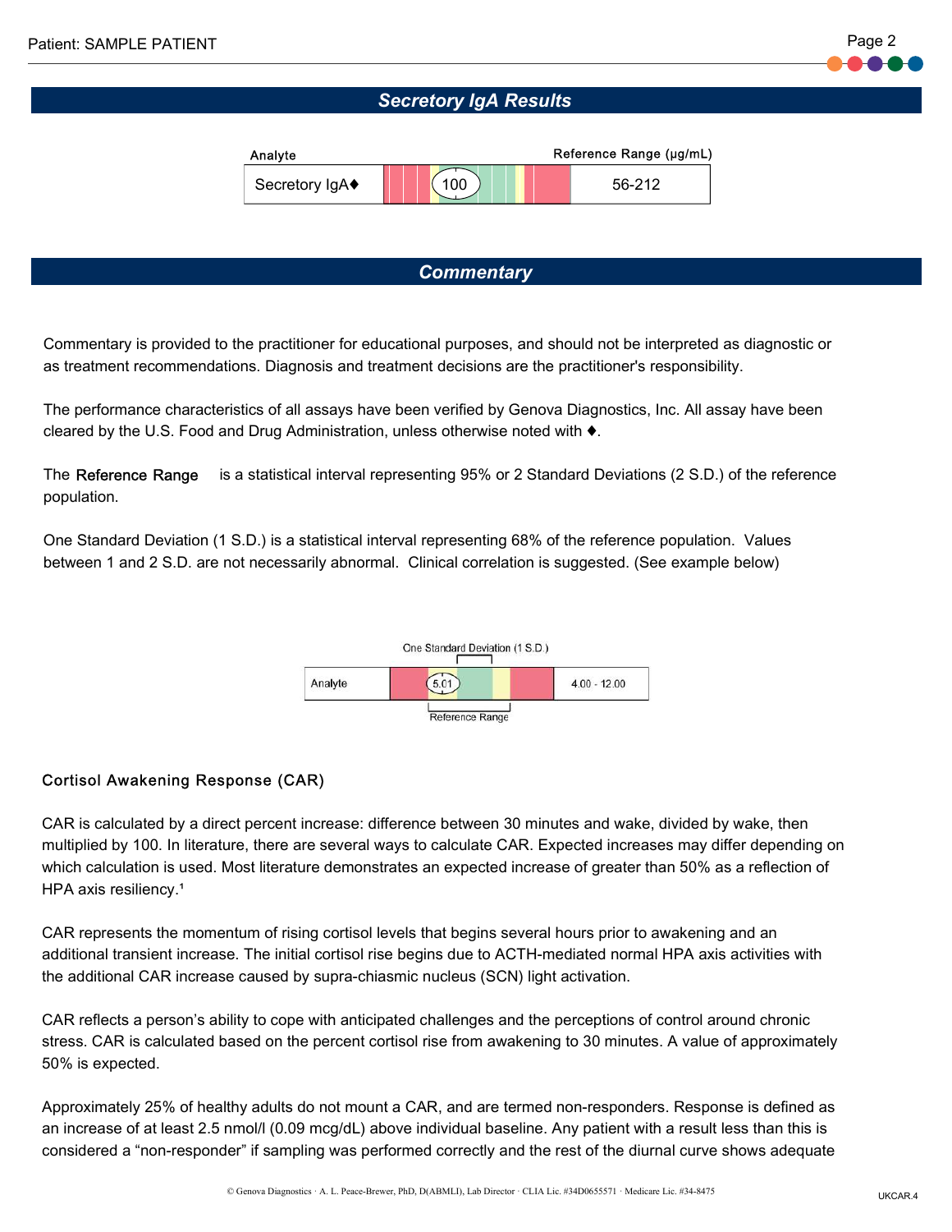## Secretory IgA Results

| Analyte | | Reference Range (µg/mL) |
|---|---|---|
| Secretory IgA♦ | 100 | 56-212 |

## Commentary

Commentary is provided to the practitioner for educational purposes, and should not be interpreted as diagnostic or as treatment recommendations. Diagnosis and treatment decisions are the practitioner's responsibility.

The performance characteristics of all assays have been verified by Genova Diagnostics, Inc. All assay have been cleared by the U.S. Food and Drug Administration, unless otherwise noted with ♦.

The Reference Range is a statistical interval representing 95% or 2 Standard Deviations (2 S.D.) of the reference population.

One Standard Deviation (1 S.D.) is a statistical interval representing 68% of the reference population. Values between 1 and 2 S.D. are not necessarily abnormal. Clinical correlation is suggested. (See example below)

One Standard Deviation (1 S.D.)

| Analyte | 5.01 | 4.00 - 12.00 |
|---|---|---|

Reference Range

### Cortisol Awakening Response (CAR)

CAR is calculated by a direct percent increase: difference between 30 minutes and wake, divided by wake, then multiplied by 100. In literature, there are several ways to calculate CAR. Expected increases may differ depending on which calculation is used. Most literature demonstrates an expected increase of greater than 50% as a reflection of HPA axis resiliency.[1]

CAR represents the momentum of rising cortisol levels that begins several hours prior to awakening and an additional transient increase. The initial cortisol rise begins due to ACTH-mediated normal HPA axis activities with the additional CAR increase caused by supra-chiasmic nucleus (SCN) light activation.

CAR reflects a person's ability to cope with anticipated challenges and the perceptions of control around chronic stress. CAR is calculated based on the percent cortisol rise from awakening to 30 minutes. A value of approximately 50% is expected.

Approximately 25% of healthy adults do not mount a CAR, and are termed non-responders. Response is defined as an increase of at least 2.5 nmol/l (0.09 mcg/dL) above individual baseline. Any patient with a result less than this is considered a "non-responder" if sampling was performed correctly and the rest of the diurnal curve shows adequate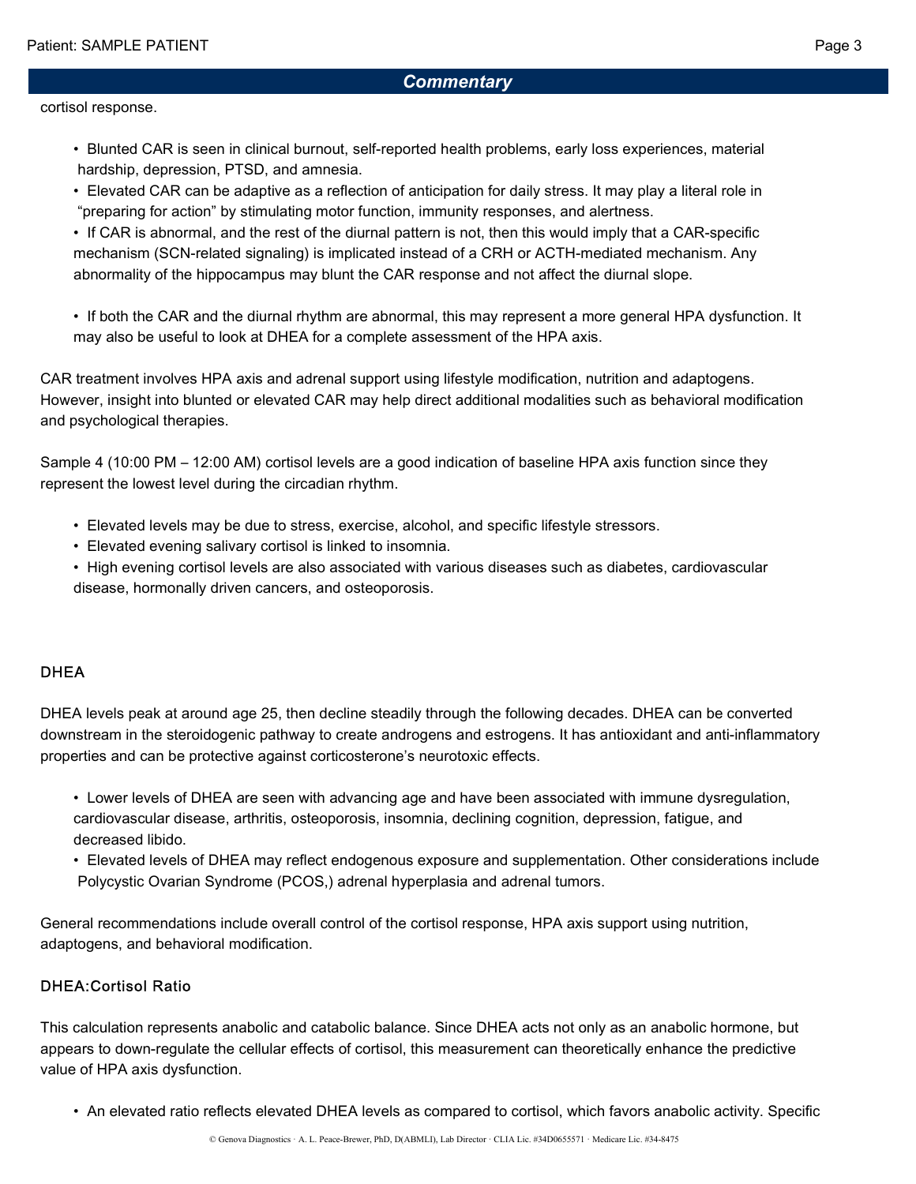## Commentary

cortisol response.

- Blunted CAR is seen in clinical burnout, self-reported health problems, early loss experiences, material hardship, depression, PTSD, and amnesia.
- Elevated CAR can be adaptive as a reflection of anticipation for daily stress. It may play a literal role in "preparing for action" by stimulating motor function, immunity responses, and alertness.
- If CAR is abnormal, and the rest of the diurnal pattern is not, then this would imply that a CAR-specific mechanism (SCN-related signaling) is implicated instead of a CRH or ACTH-mediated mechanism. Any abnormality of the hippocampus may blunt the CAR response and not affect the diurnal slope.
- If both the CAR and the diurnal rhythm are abnormal, this may represent a more general HPA dysfunction. It may also be useful to look at DHEA for a complete assessment of the HPA axis.

CAR treatment involves HPA axis and adrenal support using lifestyle modification, nutrition and adaptogens. However, insight into blunted or elevated CAR may help direct additional modalities such as behavioral modification and psychological therapies.

Sample 4 (10:00 PM – 12:00 AM) cortisol levels are a good indication of baseline HPA axis function since they represent the lowest level during the circadian rhythm.

- Elevated levels may be due to stress, exercise, alcohol, and specific lifestyle stressors.
- Elevated evening salivary cortisol is linked to insomnia.
- High evening cortisol levels are also associated with various diseases such as diabetes, cardiovascular disease, hormonally driven cancers, and osteoporosis.

### DHEA

DHEA levels peak at around age 25, then decline steadily through the following decades. DHEA can be converted downstream in the steroidogenic pathway to create androgens and estrogens. It has antioxidant and anti-inflammatory properties and can be protective against corticosterone's neurotoxic effects.

- Lower levels of DHEA are seen with advancing age and have been associated with immune dysregulation, cardiovascular disease, arthritis, osteoporosis, insomnia, declining cognition, depression, fatigue, and decreased libido.
- Elevated levels of DHEA may reflect endogenous exposure and supplementation. Other considerations include Polycystic Ovarian Syndrome (PCOS,) adrenal hyperplasia and adrenal tumors.

General recommendations include overall control of the cortisol response, HPA axis support using nutrition, adaptogens, and behavioral modification.

### DHEA:Cortisol Ratio

This calculation represents anabolic and catabolic balance. Since DHEA acts not only as an anabolic hormone, but appears to down-regulate the cellular effects of cortisol, this measurement can theoretically enhance the predictive value of HPA axis dysfunction.

- An elevated ratio reflects elevated DHEA levels as compared to cortisol, which favors anabolic activity. Specific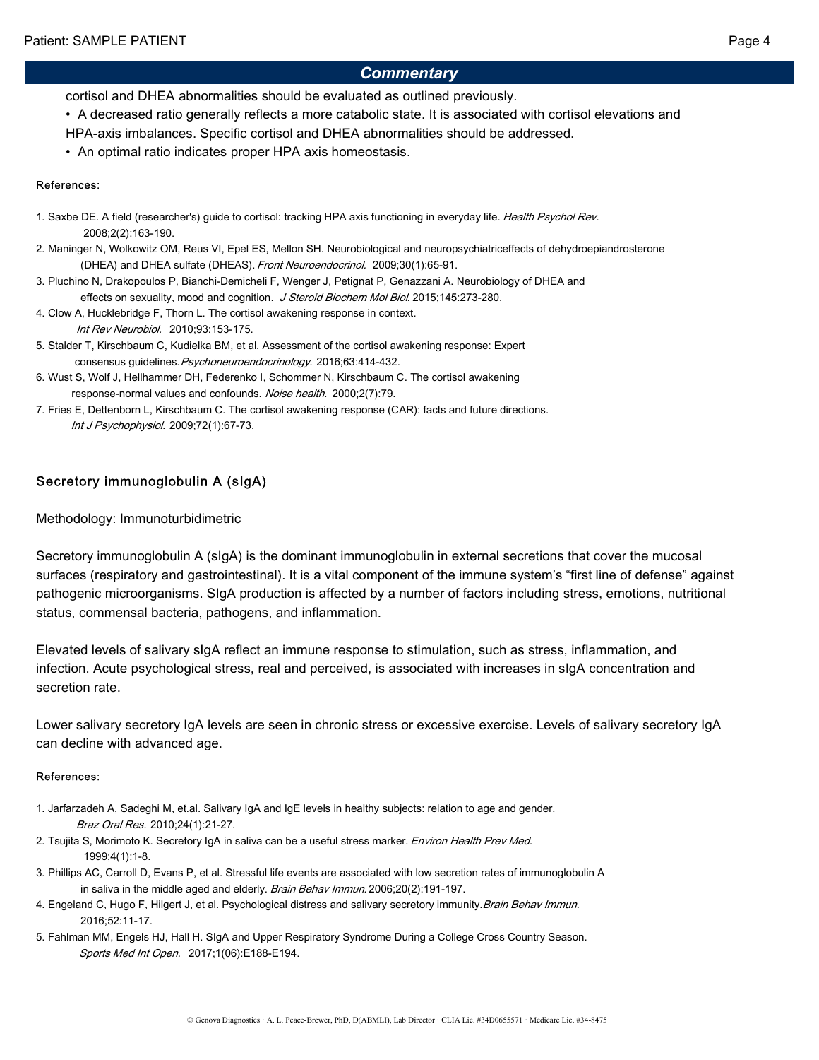## Commentary

cortisol and DHEA abnormalities should be evaluated as outlined previously.

- A decreased ratio generally reflects a more catabolic state. It is associated with cortisol elevations and HPA-axis imbalances. Specific cortisol and DHEA abnormalities should be addressed.
- An optimal ratio indicates proper HPA axis homeostasis.

**References:**

1. Saxbe DE. A field (researcher's) guide to cortisol: tracking HPA axis functioning in everyday life. *Health Psychol Rev.* 2008;2(2):163-190.
2. Maninger N, Wolkowitz OM, Reus VI, Epel ES, Mellon SH. Neurobiological and neuropsychiatriceffects of dehydroepiandrosterone (DHEA) and DHEA sulfate (DHEAS). *Front Neuroendocrinol.* 2009;30(1):65-91.
3. Pluchino N, Drakopoulos P, Bianchi-Demicheli F, Wenger J, Petignat P, Genazzani A. Neurobiology of DHEA and effects on sexuality, mood and cognition. *J Steroid Biochem Mol Biol.* 2015;145:273-280.
4. Clow A, Hucklebridge F, Thorn L. The cortisol awakening response in context. *Int Rev Neurobiol.* 2010;93:153-175.
5. Stalder T, Kirschbaum C, Kudielka BM, et al. Assessment of the cortisol awakening response: Expert consensus guidelines. *Psychoneuroendocrinology.* 2016;63:414-432.
6. Wust S, Wolf J, Hellhammer DH, Federenko I, Schommer N, Kirschbaum C. The cortisol awakening response-normal values and confounds. *Noise health.* 2000;2(7):79.
7. Fries E, Dettenborn L, Kirschbaum C. The cortisol awakening response (CAR): facts and future directions. *Int J Psychophysiol.* 2009;72(1):67-73.

### Secretory immunoglobulin A (sIgA)

Methodology: Immunoturbidimetric

Secretory immunoglobulin A (sIgA) is the dominant immunoglobulin in external secretions that cover the mucosal surfaces (respiratory and gastrointestinal). It is a vital component of the immune system's "first line of defense" against pathogenic microorganisms. SIgA production is affected by a number of factors including stress, emotions, nutritional status, commensal bacteria, pathogens, and inflammation.

Elevated levels of salivary sIgA reflect an immune response to stimulation, such as stress, inflammation, and infection. Acute psychological stress, real and perceived, is associated with increases in sIgA concentration and secretion rate.

Lower salivary secretory IgA levels are seen in chronic stress or excessive exercise. Levels of salivary secretory IgA can decline with advanced age.

**References:**

1. Jarfarzadeh A, Sadeghi M, et.al. Salivary IgA and IgE levels in healthy subjects: relation to age and gender. *Braz Oral Res.* 2010;24(1):21-27.
2. Tsujita S, Morimoto K. Secretory IgA in saliva can be a useful stress marker. *Environ Health Prev Med.* 1999;4(1):1-8.
3. Phillips AC, Carroll D, Evans P, et al. Stressful life events are associated with low secretion rates of immunoglobulin A in saliva in the middle aged and elderly. *Brain Behav Immun.* 2006;20(2):191-197.
4. Engeland C, Hugo F, Hilgert J, et al. Psychological distress and salivary secretory immunity. *Brain Behav Immun.* 2016;52:11-17.
5. Fahlman MM, Engels HJ, Hall H. SIgA and Upper Respiratory Syndrome During a College Cross Country Season. *Sports Med Int Open.* 2017;1(06):E188-E194.